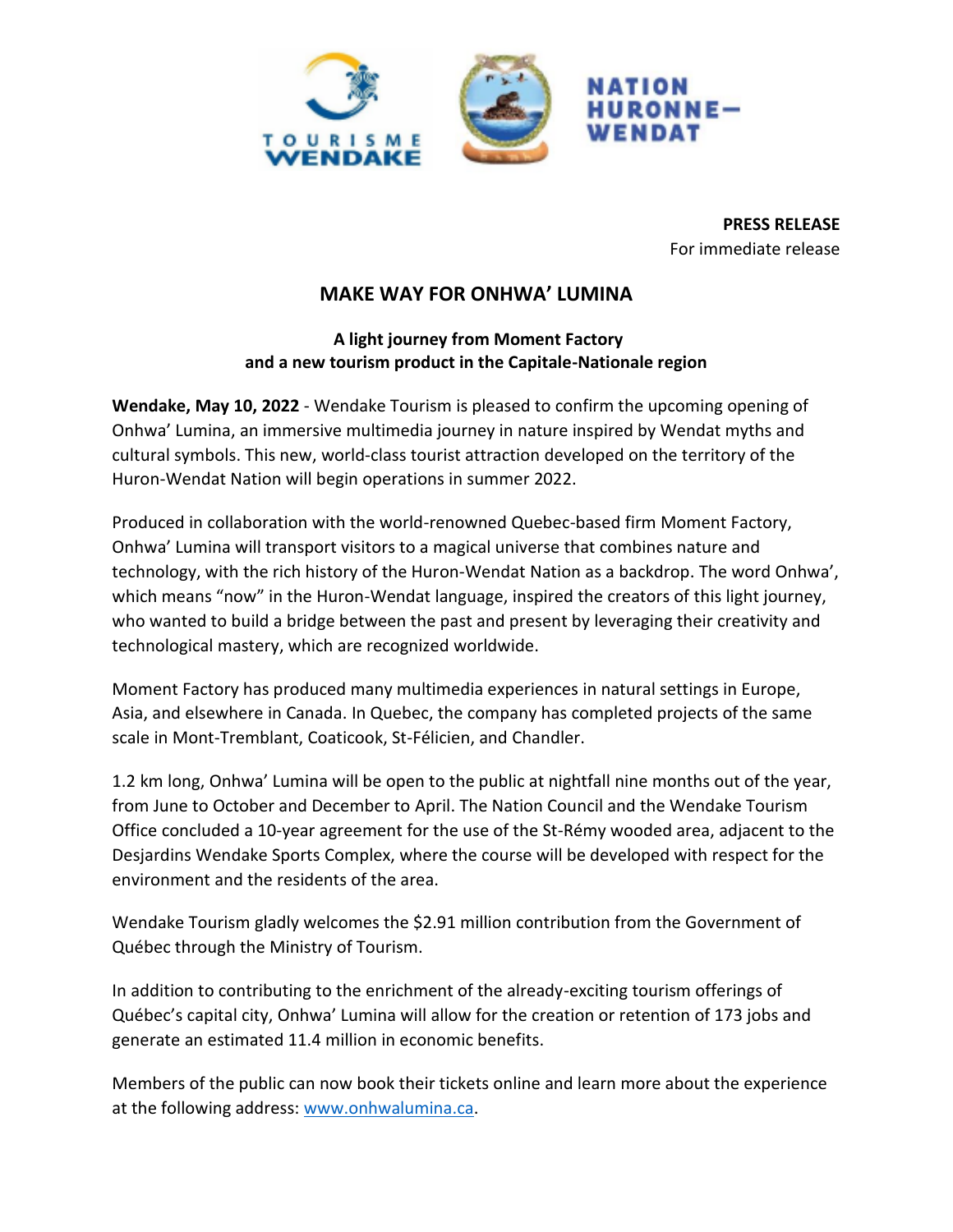TOURISME WENDAKE

NATION HURONNE-WENDAT

**PRESS RELEASE**
For immediate release

# MAKE WAY FOR ONHWA' LUMINA

## A light journey from Moment Factory and a new tourism product in the Capitale-Nationale region

**Wendake, May 10, 2022** - Wendake Tourism is pleased to confirm the upcoming opening of Onhwa' Lumina, an immersive multimedia journey in nature inspired by Wendat myths and cultural symbols. This new, world-class tourist attraction developed on the territory of the Huron-Wendat Nation will begin operations in summer 2022.

Produced in collaboration with the world-renowned Quebec-based firm Moment Factory, Onhwa' Lumina will transport visitors to a magical universe that combines nature and technology, with the rich history of the Huron-Wendat Nation as a backdrop. The word Onhwa', which means "now" in the Huron-Wendat language, inspired the creators of this light journey, who wanted to build a bridge between the past and present by leveraging their creativity and technological mastery, which are recognized worldwide.

Moment Factory has produced many multimedia experiences in natural settings in Europe, Asia, and elsewhere in Canada. In Quebec, the company has completed projects of the same scale in Mont-Tremblant, Coaticook, St-Félicien, and Chandler.

1.2 km long, Onhwa' Lumina will be open to the public at nightfall nine months out of the year, from June to October and December to April. The Nation Council and the Wendake Tourism Office concluded a 10-year agreement for the use of the St-Rémy wooded area, adjacent to the Desjardins Wendake Sports Complex, where the course will be developed with respect for the environment and the residents of the area.

Wendake Tourism gladly welcomes the $2.91 million contribution from the Government of Québec through the Ministry of Tourism.

In addition to contributing to the enrichment of the already-exciting tourism offerings of Québec's capital city, Onhwa' Lumina will allow for the creation or retention of 173 jobs and generate an estimated 11.4 million in economic benefits.

Members of the public can now book their tickets online and learn more about the experience at the following address: [www.onhwalumina.ca](http://www.onhwalumina.ca).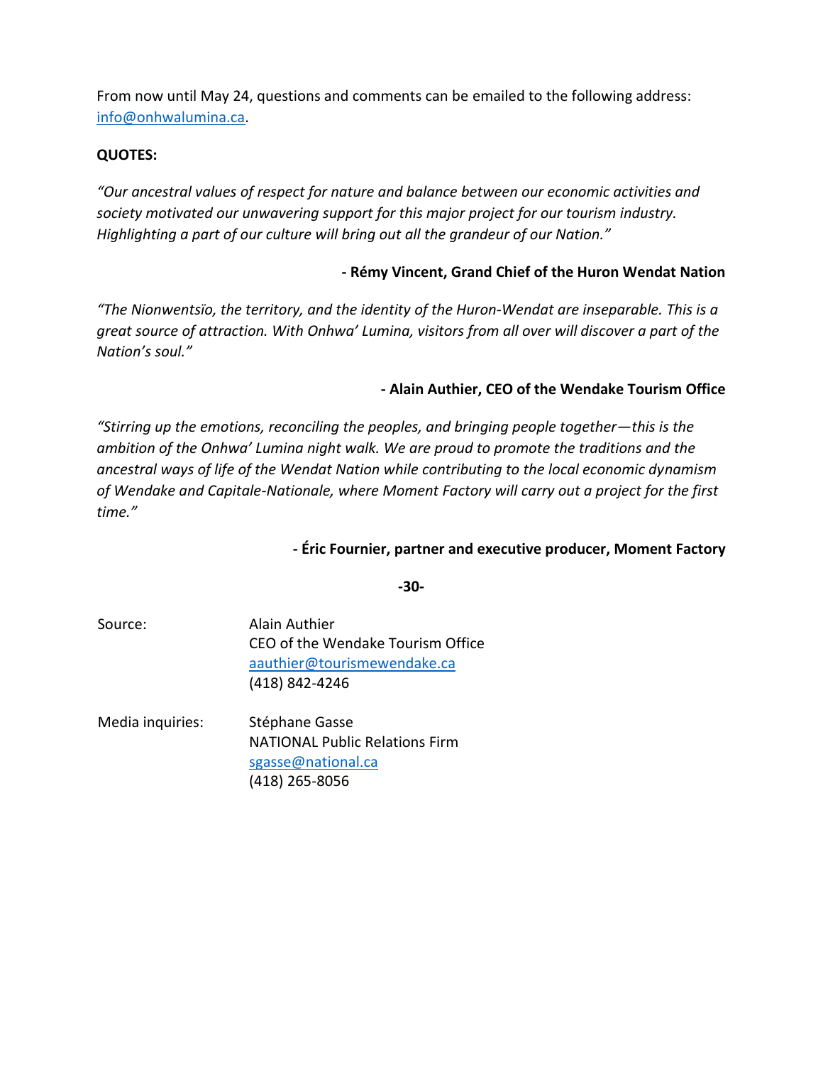From now until May 24, questions and comments can be emailed to the following address: info@onhwalumina.ca.

**QUOTES:**

*"Our ancestral values of respect for nature and balance between our economic activities and society motivated our unwavering support for this major project for our tourism industry. Highlighting a part of our culture will bring out all the grandeur of our Nation."*

**- Rémy Vincent, Grand Chief of the Huron Wendat Nation**

*"The Nionwentsïo, the territory, and the identity of the Huron-Wendat are inseparable. This is a great source of attraction. With Onhwa' Lumina, visitors from all over will discover a part of the Nation's soul."*

**- Alain Authier, CEO of the Wendake Tourism Office**

*"Stirring up the emotions, reconciling the peoples, and bringing people together—this is the ambition of the Onhwa' Lumina night walk. We are proud to promote the traditions and the ancestral ways of life of the Wendat Nation while contributing to the local economic dynamism of Wendake and Capitale-Nationale, where Moment Factory will carry out a project for the first time."*

**- Éric Fournier, partner and executive producer, Moment Factory**

**-30-**

Source:
Alain Authier
CEO of the Wendake Tourism Office
aauthier@tourismewendake.ca
(418) 842-4246

Media inquiries:
Stéphane Gasse
NATIONAL Public Relations Firm
sgasse@national.ca
(418) 265-8056